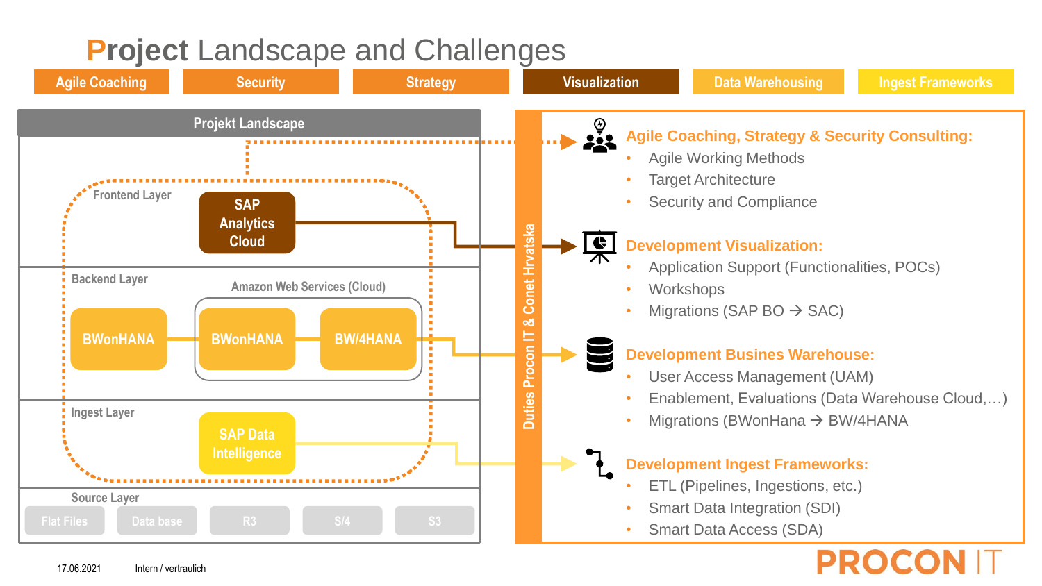# Project Landscape and Challenges

Agile Coaching | Security | Strategy | Visualization | Data Warehousing | Ingest Frameworks

## Projekt Landscape

**Frontend Layer**
- SAP Analytics Cloud

**Backend Layer**
- BWonHANA
- Amazon Web Services (Cloud): BWonHANA, BW/4HANA

**Ingest Layer**
- SAP Data Intelligence

**Source Layer**
- Flat Files
- Data base
- R3
- S/4
- S3

## Duties Procon IT & Conet Hrvatska

### Agile Coaching, Strategy & Security Consulting:
- Agile Working Methods
- Target Architecture
- Security and Compliance

### Development Visualization:
- Application Support (Functionalities, POCs)
- Workshops
- Migrations (SAP BO → SAC)

### Development Busines Warehouse:
- User Access Management (UAM)
- Enablement, Evaluations (Data Warehouse Cloud,…)
- Migrations (BWonHana → BW/4HANA)

### Development Ingest Frameworks:
- ETL (Pipelines, Ingestions, etc.)
- Smart Data Integration (SDI)
- Smart Data Access (SDA)

17.06.2021 Intern / vertraulich

PROCON IT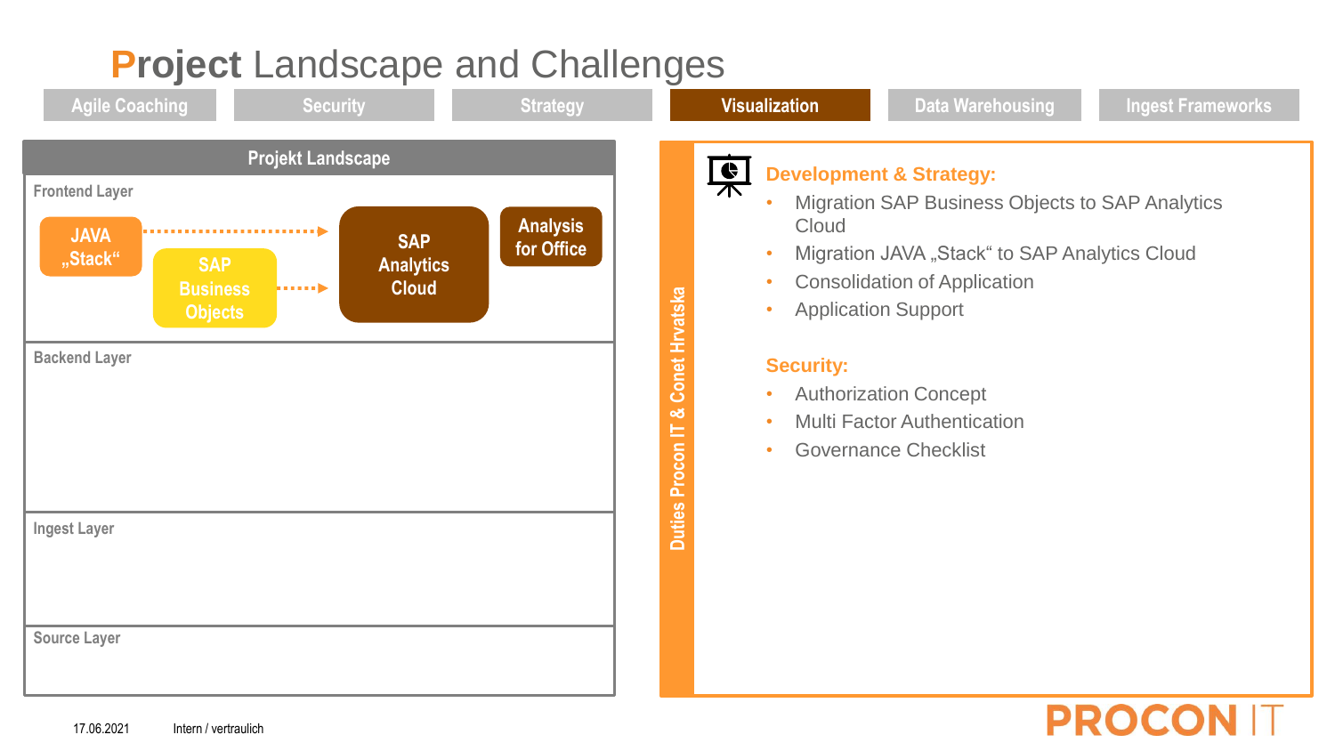# Project Landscape and Challenges

Agile Coaching | Security | Strategy | **Visualization** | Data Warehousing | Ingest Frameworks

## Projekt Landscape

**Frontend Layer**

- JAVA „Stack“ → SAP Analytics Cloud
- SAP Business Objects → SAP Analytics Cloud
- Analysis for Office

**Backend Layer**

**Ingest Layer**

**Source Layer**

## Duties Procon IT & Conet Hrvatska

### Development & Strategy:

- Migration SAP Business Objects to SAP Analytics Cloud
- Migration JAVA „Stack“ to SAP Analytics Cloud
- Consolidation of Application
- Application Support

### Security:

- Authorization Concept
- Multi Factor Authentication
- Governance Checklist

17.06.2021 Intern / vertraulich

PROCON IT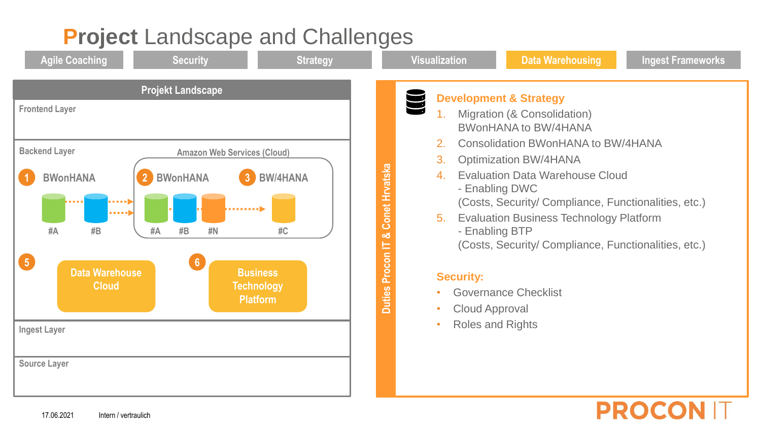# Project Landscape and Challenges

Agile Coaching | Security | Strategy | Visualization | Data Warehousing | Ingest Frameworks

## Projekt Landscape

**Frontend Layer**

**Backend Layer**

Amazon Web Services (Cloud)

1 BWonHANA — #A, #B

2 BWonHANA — #A, #B, #N

3 BW/4HANA — #C

5 Data Warehouse Cloud

6 Business Technology Platform

**Ingest Layer**

**Source Layer**

## Duties Procon IT & Conet Hrvatska

### Development & Strategy

1. Migration (& Consolidation)
   BWonHANA to BW/4HANA
2. Consolidation BWonHANA to BW/4HANA
3. Optimization BW/4HANA
4. Evaluation Data Warehouse Cloud
   - Enabling DWC
   (Costs, Security/ Compliance, Functionalities, etc.)
5. Evaluation Business Technology Platform
   - Enabling BTP
   (Costs, Security/ Compliance, Functionalities, etc.)

### Security:

- Governance Checklist
- Cloud Approval
- Roles and Rights

17.06.2021 Intern / vertraulich

PROCON IT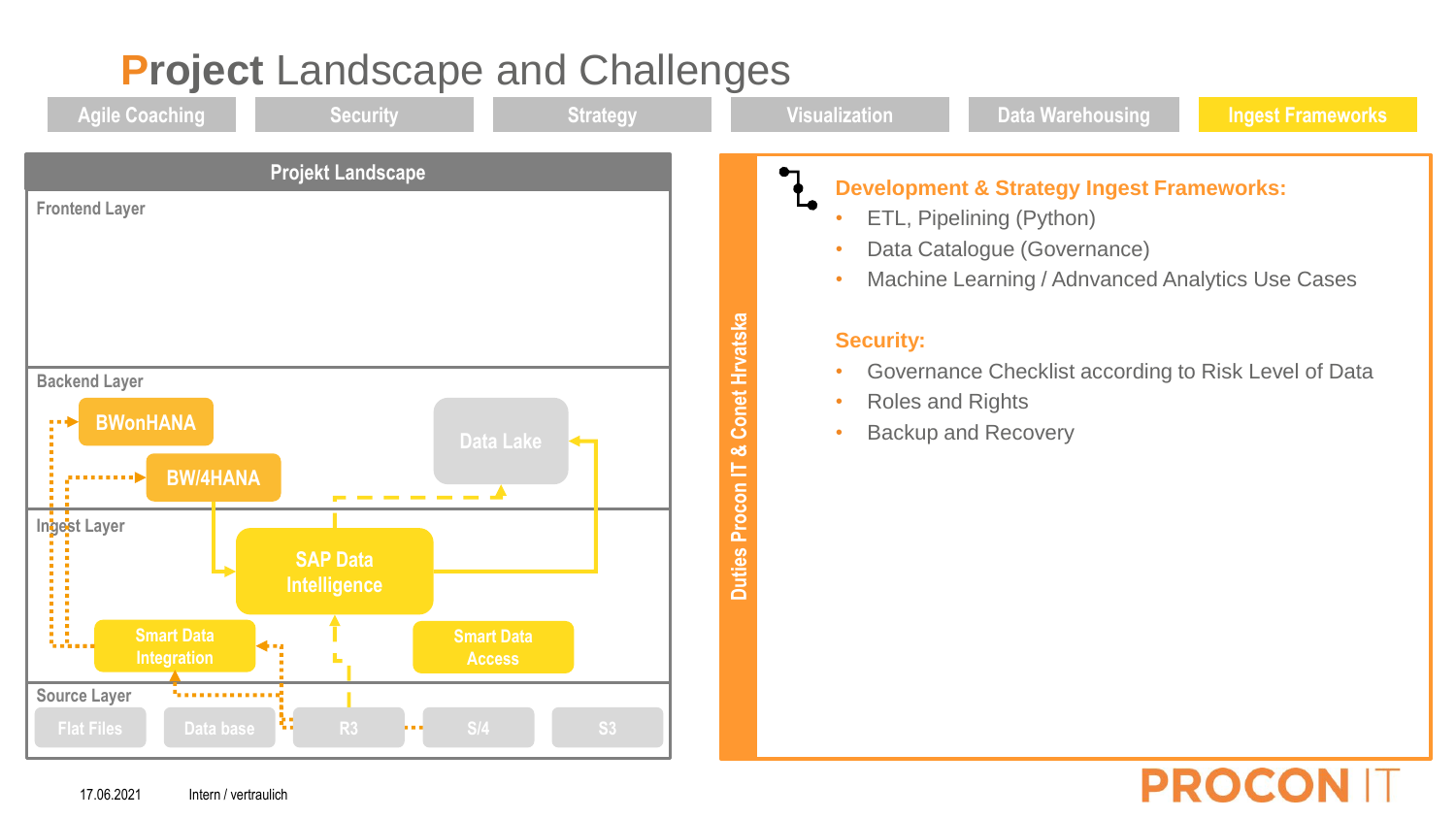# Project Landscape and Challenges

Agile Coaching | Security | Strategy | Visualization | Data Warehousing | Ingest Frameworks

## Projekt Landscape

**Frontend Layer**

**Backend Layer**

- BWonHANA
- BW/4HANA
- Data Lake

**Ingest Layer**

- SAP Data Intelligence
- Smart Data Integration
- Smart Data Access

**Source Layer**

- Flat Files
- Data base
- R3
- S/4
- S3

## Duties Procon IT & Conet Hrvatska

**Development & Strategy Ingest Frameworks:**

- ETL, Pipelining (Python)
- Data Catalogue (Governance)
- Machine Learning / Adnvanced Analytics Use Cases

**Security:**

- Governance Checklist according to Risk Level of Data
- Roles and Rights
- Backup and Recovery

17.06.2021 Intern / vertraulich

PROCON IT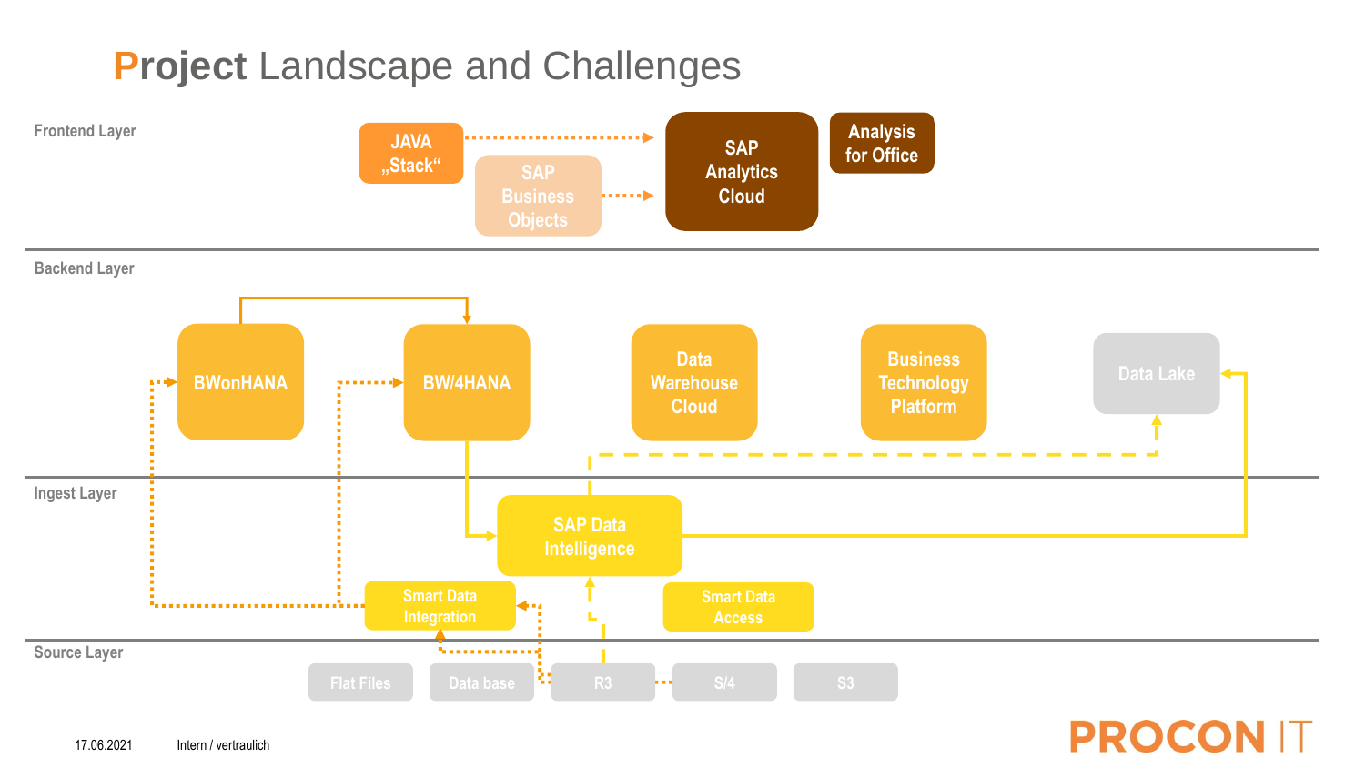# Project Landscape and Challenges

Frontend Layer

JAVA „Stack“

SAP Business Objects

SAP Analytics Cloud

Analysis for Office

Backend Layer

BWonHANA

BW/4HANA

Data Warehouse Cloud

Business Technology Platform

Data Lake

Ingest Layer

SAP Data Intelligence

Smart Data Integration

Smart Data Access

Source Layer

Flat Files

Data base

R3

S/4

S3

17.06.2021 Intern / vertraulich

PROCON IT